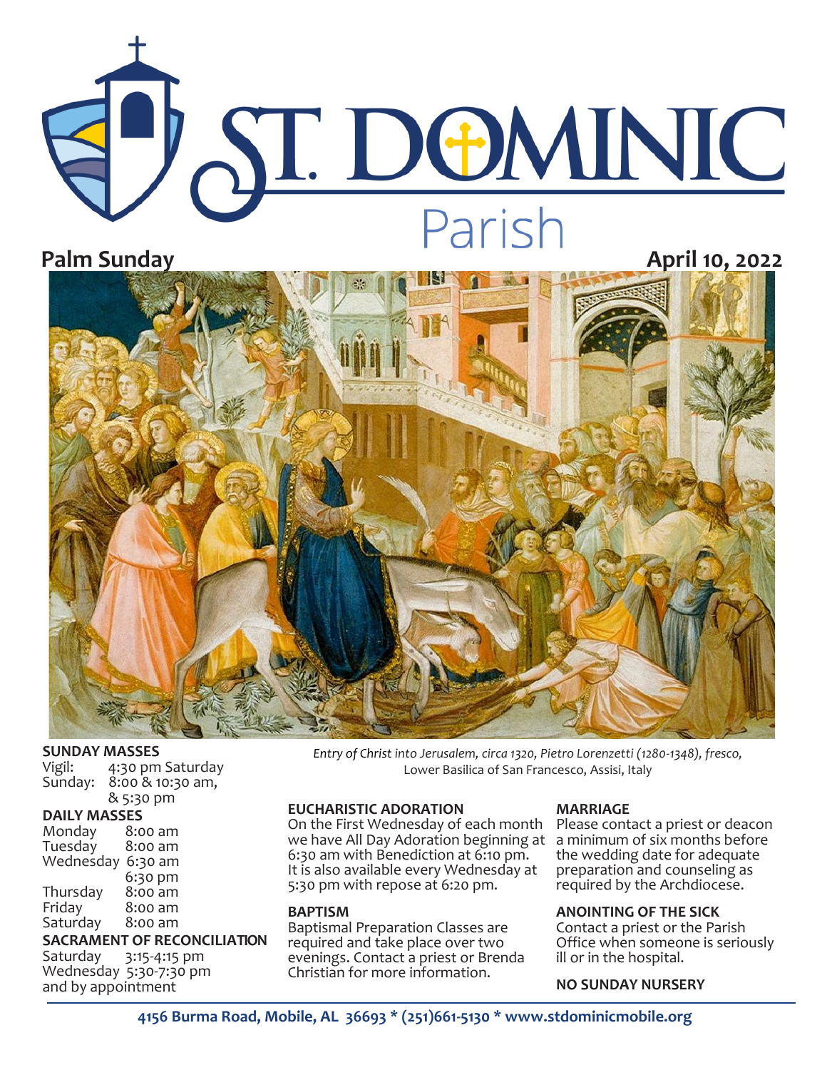# ST. DOMINIC Parish

**Palm Sunday** **April 10, 2022**

*Entry of Christ into Jerusalem, circa 1320, Pietro Lorenzetti (1280-1348), fresco,* Lower Basilica of San Francesco, Assisi, Italy

**SUNDAY MASSES**
Vigil: 4:30 pm Saturday
Sunday: 8:00 & 10:30 am, & 5:30 pm

**DAILY MASSES**
Monday 8:00 am
Tuesday 8:00 am
Wednesday 6:30 am
6:30 pm
Thursday 8:00 am
Friday 8:00 am
Saturday 8:00 am

**SACRAMENT OF RECONCILIATION**
Saturday 3:15-4:15 pm
Wednesday 5:30-7:30 pm
and by appointment

**EUCHARISTIC ADORATION**
On the First Wednesday of each month we have All Day Adoration beginning at 6:30 am with Benediction at 6:10 pm. It is also available every Wednesday at 5:30 pm with repose at 6:20 pm.

**BAPTISM**
Baptismal Preparation Classes are required and take place over two evenings. Contact a priest or Brenda Christian for more information.

**MARRIAGE**
Please contact a priest or deacon a minimum of six months before the wedding date for adequate preparation and counseling as required by the Archdiocese.

**ANOINTING OF THE SICK**
Contact a priest or the Parish Office when someone is seriously ill or in the hospital.

**NO SUNDAY NURSERY**

**4156 Burma Road, Mobile, AL 36693 * (251)661-5130 * www.stdominicmobile.org**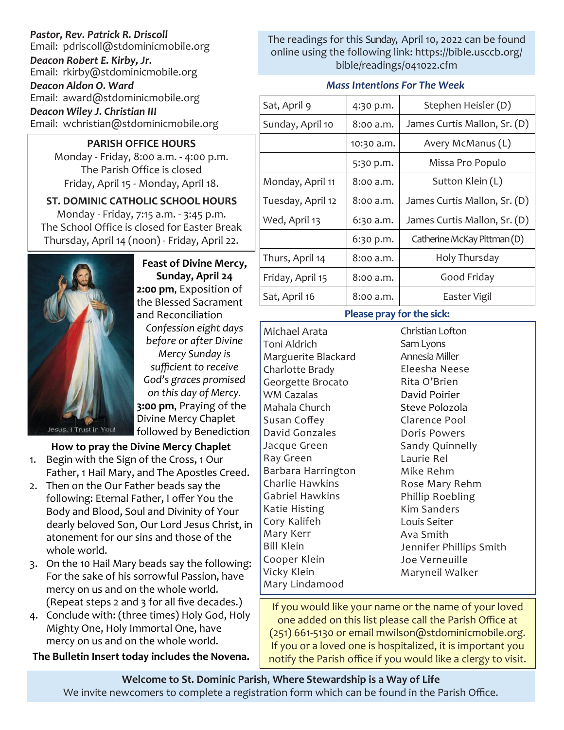*Pastor, Rev. Patrick R. Driscoll*
Email: pdriscoll@stdominicmobile.org
*Deacon Robert E. Kirby, Jr.*
Email: rkirby@stdominicmobile.org
*Deacon Aldon O. Ward*
Email: award@stdominicmobile.org
*Deacon Wiley J. Christian III*
Email: wchristian@stdominicmobile.org

**PARISH OFFICE HOURS**
Monday - Friday, 8:00 a.m. - 4:00 p.m.
The Parish Office is closed
Friday, April 15 - Monday, April 18.

**ST. DOMINIC CATHOLIC SCHOOL HOURS**
Monday - Friday, 7:15 a.m. - 3:45 p.m.
The School Office is closed for Easter Break
Thursday, April 14 (noon) - Friday, April 22.

Jesus, I Trust in You!

**Feast of Divine Mercy, Sunday, April 24**
**2:00 pm**, Exposition of the Blessed Sacrament and Reconciliation
*Confession eight days before or after Divine Mercy Sunday is sufficient to receive God's graces promised on this day of Mercy.*
**3:00 pm**, Praying of the Divine Mercy Chaplet followed by Benediction

**How to pray the Divine Mercy Chaplet**

1. Begin with the Sign of the Cross, 1 Our Father, 1 Hail Mary, and The Apostles Creed.
2. Then on the Our Father beads say the following: Eternal Father, I offer You the Body and Blood, Soul and Divinity of Your dearly beloved Son, Our Lord Jesus Christ, in atonement for our sins and those of the whole world.
3. On the 10 Hail Mary beads say the following: For the sake of his sorrowful Passion, have mercy on us and on the whole world. (Repeat steps 2 and 3 for all five decades.)
4. Conclude with: (three times) Holy God, Holy Mighty One, Holy Immortal One, have mercy on us and on the whole world.

**The Bulletin Insert today includes the Novena.**

The readings for this Sunday, April 10, 2022 can be found online using the following link: https://bible.usccb.org/bible/readings/041022.cfm

### *Mass Intentions For The Week*

| | | |
|---|---|---|
| Sat, April 9 | 4:30 p.m. | Stephen Heisler (D) |
| Sunday, April 10 | 8:00 a.m. | James Curtis Mallon, Sr. (D) |
| | 10:30 a.m. | Avery McManus (L) |
| | 5:30 p.m. | Missa Pro Populo |
| Monday, April 11 | 8:00 a.m. | Sutton Klein (L) |
| Tuesday, April 12 | 8:00 a.m. | James Curtis Mallon, Sr. (D) |
| Wed, April 13 | 6:30 a.m. | James Curtis Mallon, Sr. (D) |
| | 6:30 p.m. | Catherine McKay Pittman (D) |
| Thurs, April 14 | 8:00 a.m. | Holy Thursday |
| Friday, April 15 | 8:00 a.m. | Good Friday |
| Sat, April 16 | 8:00 a.m. | Easter Vigil |

### Please pray for the sick:

Michael Arata
Toni Aldrich
Marguerite Blackard
Charlotte Brady
Georgette Brocato
WM Cazalas
Mahala Church
Susan Coffey
David Gonzales
Jacque Green
Ray Green
Barbara Harrington
Charlie Hawkins
Gabriel Hawkins
Katie Histing
Cory Kalifeh
Mary Kerr
Bill Klein
Cooper Klein
Vicky Klein
Mary Lindamood
Christian Lofton
Sam Lyons
Annesia Miller
Eleesha Neese
Rita O'Brien
David Poirier
Steve Polozola
Clarence Pool
Doris Powers
Sandy Quinnelly
Laurie Rel
Mike Rehm
Rose Mary Rehm
Phillip Roebling
Kim Sanders
Louis Seiter
Ava Smith
Jennifer Phillips Smith
Joe Verneuille
Maryneil Walker

If you would like your name or the name of your loved one added on this list please call the Parish Office at (251) 661-5130 or email mwilson@stdominicmobile.org. If you or a loved one is hospitalized, it is important you notify the Parish office if you would like a clergy to visit.

**Welcome to St. Dominic Parish, Where Stewardship is a Way of Life**
We invite newcomers to complete a registration form which can be found in the Parish Office.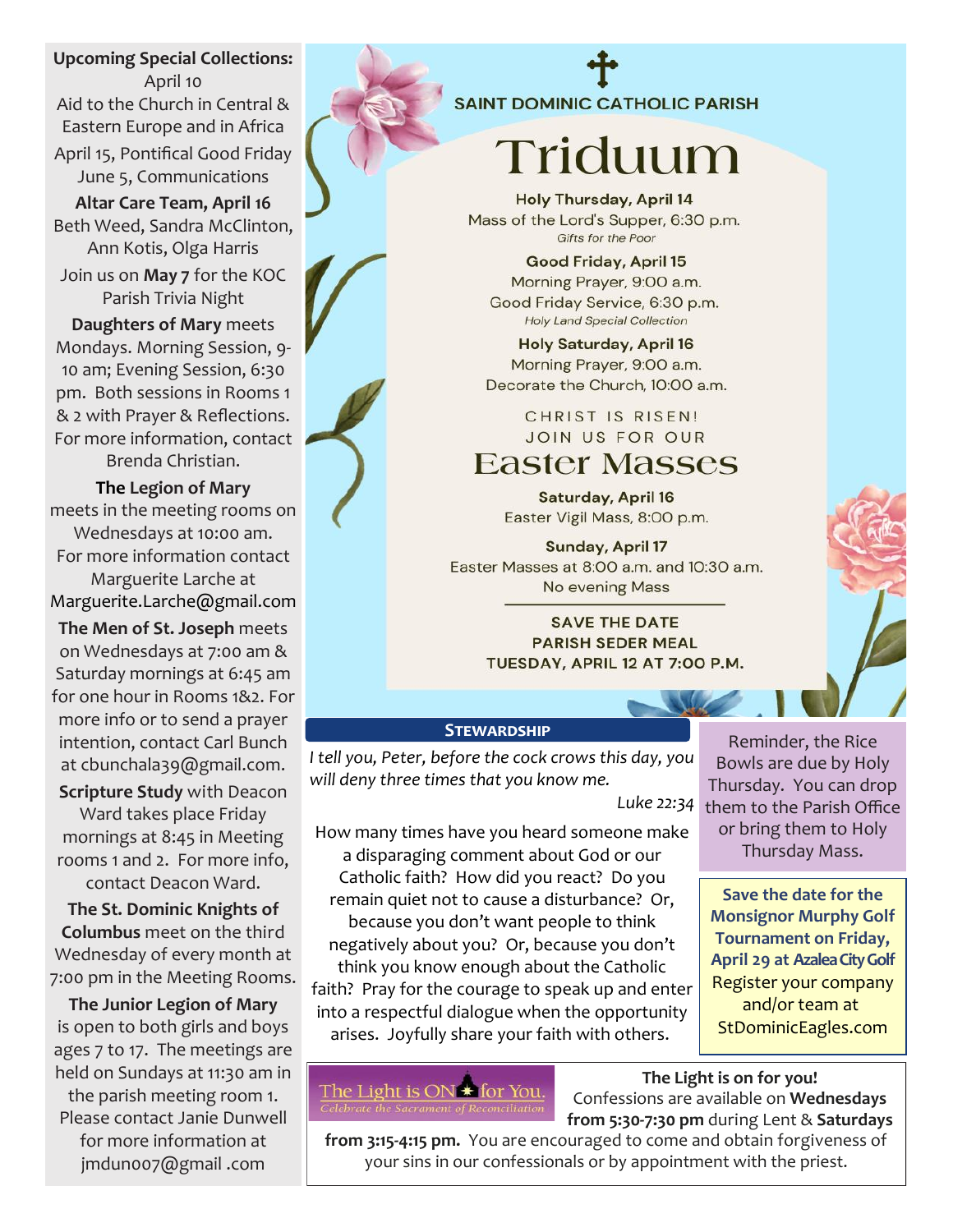**Upcoming Special Collections:**
April 10
Aid to the Church in Central & Eastern Europe and in Africa
April 15, Pontifical Good Friday
June 5, Communications

**Altar Care Team, April 16**
Beth Weed, Sandra McClinton, Ann Kotis, Olga Harris

Join us on **May 7** for the KOC Parish Trivia Night

**Daughters of Mary** meets Mondays. Morning Session, 9-10 am; Evening Session, 6:30 pm. Both sessions in Rooms 1 & 2 with Prayer & Reflections. For more information, contact Brenda Christian.

**The Legion of Mary** meets in the meeting rooms on Wednesdays at 10:00 am. For more information contact Marguerite Larche at Marguerite.Larche@gmail.com

**The Men of St. Joseph** meets on Wednesdays at 7:00 am & Saturday mornings at 6:45 am for one hour in Rooms 1&2. For more info or to send a prayer intention, contact Carl Bunch at cbunchala39@gmail.com.

**Scripture Study** with Deacon Ward takes place Friday mornings at 8:45 in Meeting rooms 1 and 2. For more info, contact Deacon Ward.

**The St. Dominic Knights of Columbus** meet on the third Wednesday of every month at 7:00 pm in the Meeting Rooms.

**The Junior Legion of Mary** is open to both girls and boys ages 7 to 17. The meetings are held on Sundays at 11:30 am in the parish meeting room 1. Please contact Janie Dunwell for more information at jmdun007@gmail .com

SAINT DOMINIC CATHOLIC PARISH

# Triduum

**Holy Thursday, April 14**
Mass of the Lord's Supper, 6:30 p.m.
*Gifts for the Poor*

**Good Friday, April 15**
Morning Prayer, 9:00 a.m.
Good Friday Service, 6:30 p.m.
*Holy Land Special Collection*

**Holy Saturday, April 16**
Morning Prayer, 9:00 a.m.
Decorate the Church, 10:00 a.m.

CHRIST IS RISEN!
JOIN US FOR OUR

## Easter Masses

**Saturday, April 16**
Easter Vigil Mass, 8:00 p.m.

**Sunday, April 17**
Easter Masses at 8:00 a.m. and 10:30 a.m.
No evening Mass

**SAVE THE DATE**
**PARISH SEDER MEAL**
**TUESDAY, APRIL 12 AT 7:00 P.M.**

### STEWARDSHIP

*I tell you, Peter, before the cock crows this day, you will deny three times that you know me.*
*Luke 22:34*

How many times have you heard someone make a disparaging comment about God or our Catholic faith? How did you react? Do you remain quiet not to cause a disturbance? Or, because you don't want people to think negatively about you? Or, because you don't think you know enough about the Catholic faith? Pray for the courage to speak up and enter into a respectful dialogue when the opportunity arises. Joyfully share your faith with others.

Reminder, the Rice Bowls are due by Holy Thursday. You can drop them to the Parish Office or bring them to Holy Thursday Mass.

**Save the date for the Monsignor Murphy Golf Tournament on Friday, April 29 at Azalea City Golf**
Register your company and/or team at StDominicEagles.com

The Light is ON for You.
*Celebrate the Sacrament of Reconciliation*

**The Light is on for you!**
Confessions are available on **Wednesdays from 5:30-7:30 pm** during Lent & **Saturdays from 3:15-4:15 pm.** You are encouraged to come and obtain forgiveness of your sins in our confessionals or by appointment with the priest.